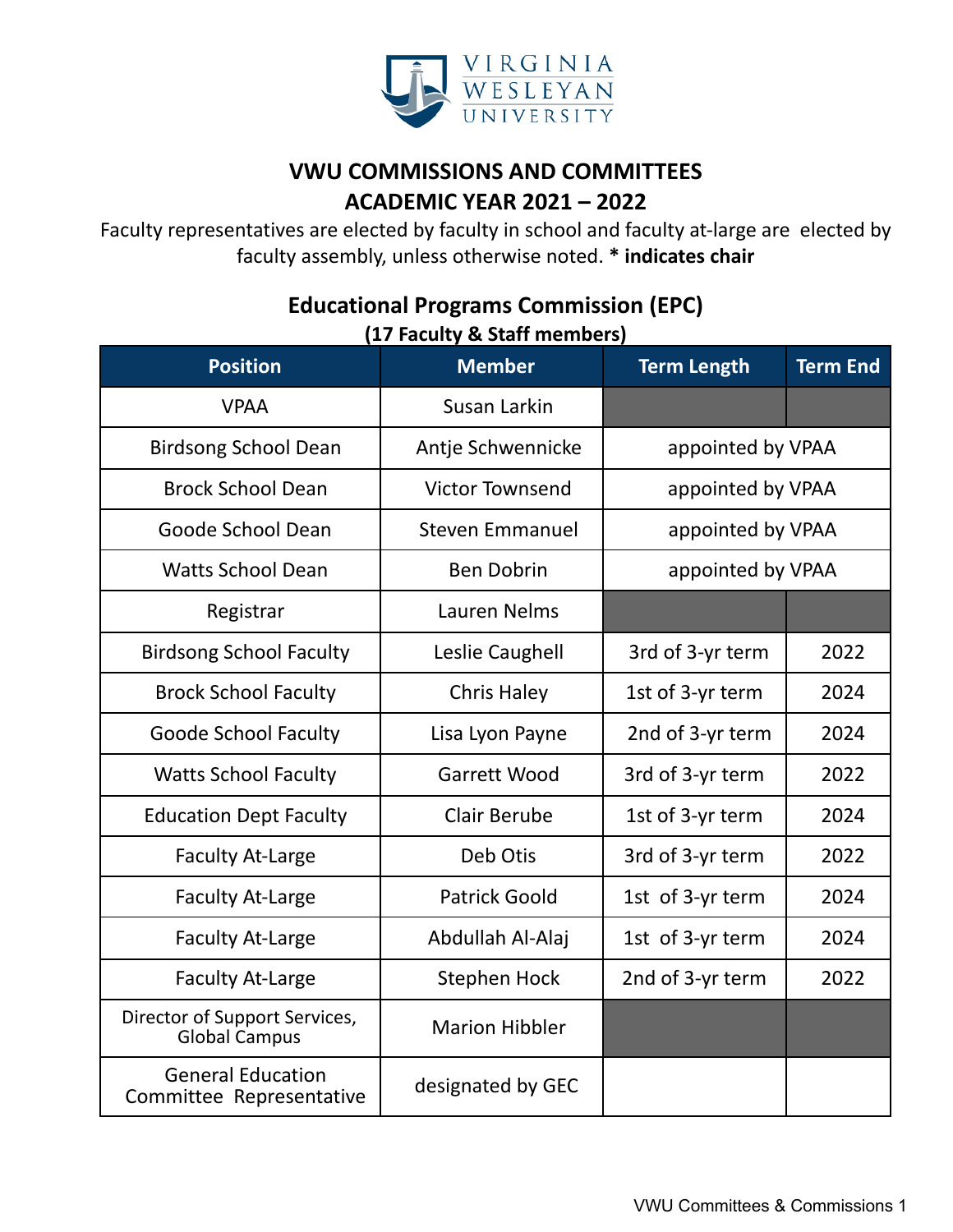VIRGINIA WESLEYAN UNIVERSITY

# VWU COMMISSIONS AND COMMITTEES
# ACADEMIC YEAR 2021 – 2022

Faculty representatives are elected by faculty in school and faculty at-large are elected by faculty assembly, unless otherwise noted. **\* indicates chair**

## Educational Programs Commission (EPC)
**(17 Faculty & Staff members)**

| Position | Member | Term Length | Term End |
|---|---|---|---|
| VPAA | Susan Larkin | | |
| Birdsong School Dean | Antje Schwennicke | appointed by VPAA | |
| Brock School Dean | Victor Townsend | appointed by VPAA | |
| Goode School Dean | Steven Emmanuel | appointed by VPAA | |
| Watts School Dean | Ben Dobrin | appointed by VPAA | |
| Registrar | Lauren Nelms | | |
| Birdsong School Faculty | Leslie Caughell | 3rd of 3-yr term | 2022 |
| Brock School Faculty | Chris Haley | 1st of 3-yr term | 2024 |
| Goode School Faculty | Lisa Lyon Payne | 2nd of 3-yr term | 2024 |
| Watts School Faculty | Garrett Wood | 3rd of 3-yr term | 2022 |
| Education Dept Faculty | Clair Berube | 1st of 3-yr term | 2024 |
| Faculty At-Large | Deb Otis | 3rd of 3-yr term | 2022 |
| Faculty At-Large | Patrick Goold | 1st of 3-yr term | 2024 |
| Faculty At-Large | Abdullah Al-Alaj | 1st of 3-yr term | 2024 |
| Faculty At-Large | Stephen Hock | 2nd of 3-yr term | 2022 |
| Director of Support Services, Global Campus | Marion Hibbler | | |
| General Education Committee Representative | designated by GEC | | |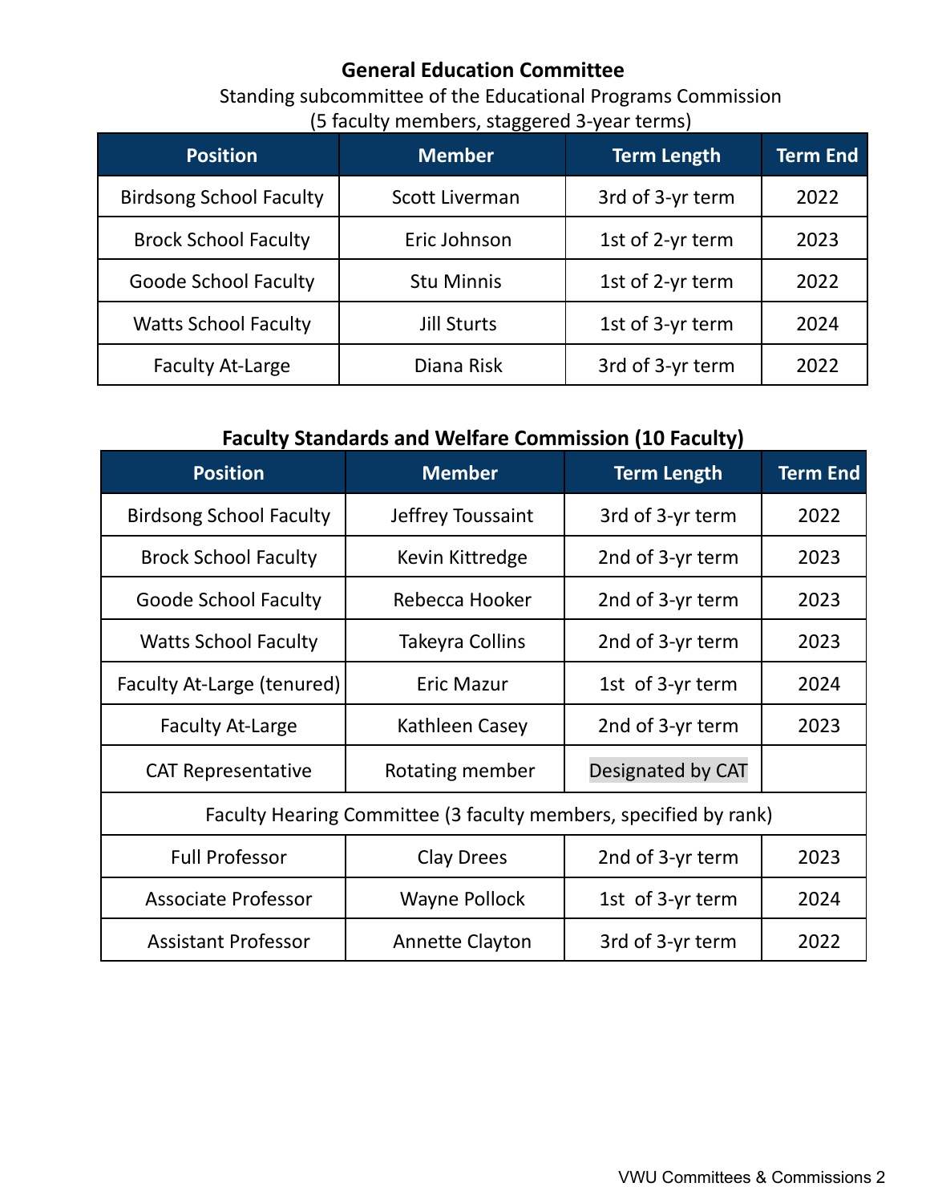## General Education Committee

Standing subcommittee of the Educational Programs Commission
(5 faculty members, staggered 3-year terms)

| Position | Member | Term Length | Term End |
|---|---|---|---|
| Birdsong School Faculty | Scott Liverman | 3rd of 3-yr term | 2022 |
| Brock School Faculty | Eric Johnson | 1st of 2-yr term | 2023 |
| Goode School Faculty | Stu Minnis | 1st of 2-yr term | 2022 |
| Watts School Faculty | Jill Sturts | 1st of 3-yr term | 2024 |
| Faculty At-Large | Diana Risk | 3rd of 3-yr term | 2022 |

## Faculty Standards and Welfare Commission (10 Faculty)

| Position | Member | Term Length | Term End |
|---|---|---|---|
| Birdsong School Faculty | Jeffrey Toussaint | 3rd of 3-yr term | 2022 |
| Brock School Faculty | Kevin Kittredge | 2nd of 3-yr term | 2023 |
| Goode School Faculty | Rebecca Hooker | 2nd of 3-yr term | 2023 |
| Watts School Faculty | Takeyra Collins | 2nd of 3-yr term | 2023 |
| Faculty At-Large (tenured) | Eric Mazur | 1st of 3-yr term | 2024 |
| Faculty At-Large | Kathleen Casey | 2nd of 3-yr term | 2023 |
| CAT Representative | Rotating member | Designated by CAT | |
| Faculty Hearing Committee (3 faculty members, specified by rank) | | | |
| Full Professor | Clay Drees | 2nd of 3-yr term | 2023 |
| Associate Professor | Wayne Pollock | 1st of 3-yr term | 2024 |
| Assistant Professor | Annette Clayton | 3rd of 3-yr term | 2022 |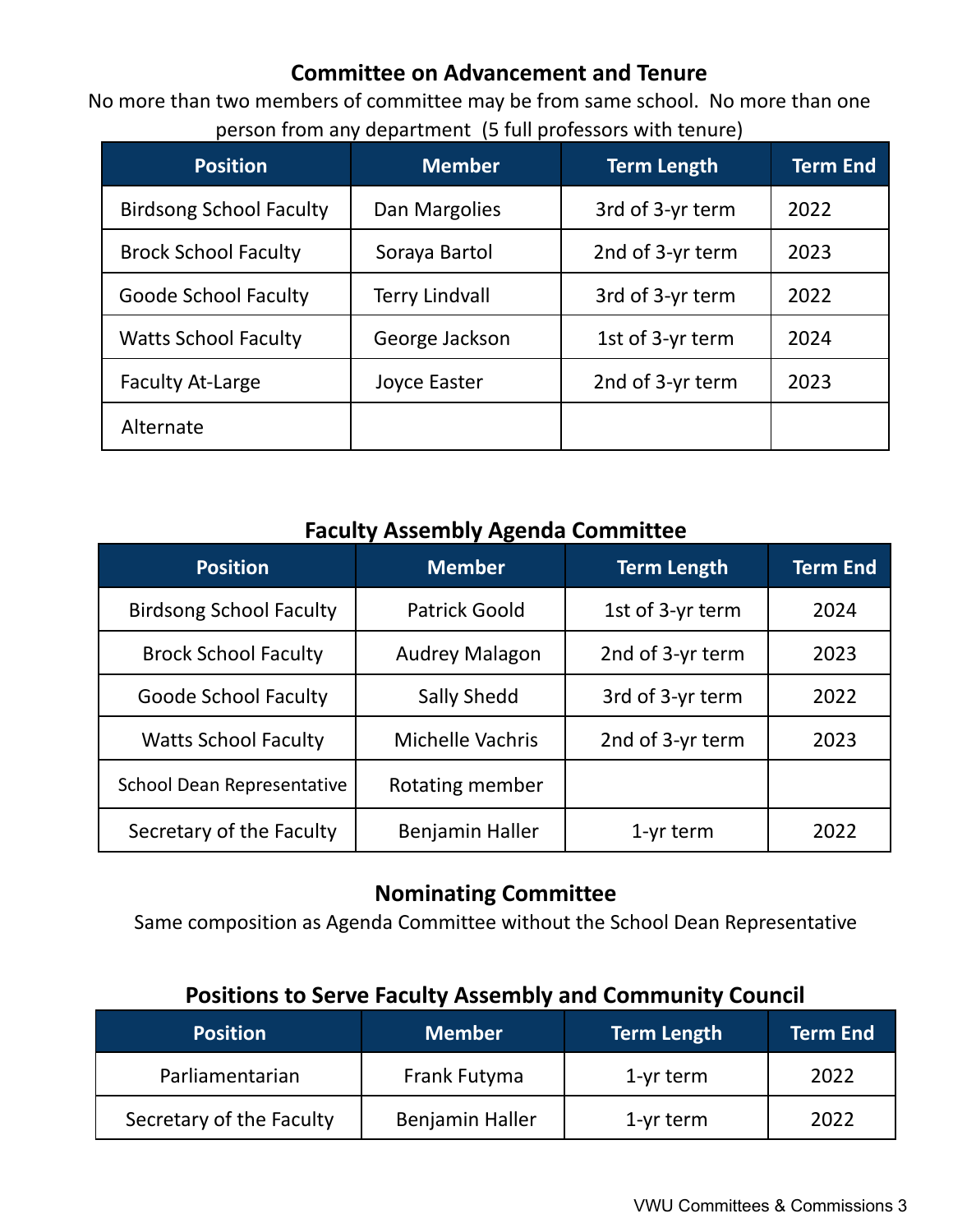## Committee on Advancement and Tenure

No more than two members of committee may be from same school. No more than one person from any department (5 full professors with tenure)

| Position | Member | Term Length | Term End |
| --- | --- | --- | --- |
| Birdsong School Faculty | Dan Margolies | 3rd of 3-yr term | 2022 |
| Brock School Faculty | Soraya Bartol | 2nd of 3-yr term | 2023 |
| Goode School Faculty | Terry Lindvall | 3rd of 3-yr term | 2022 |
| Watts School Faculty | George Jackson | 1st of 3-yr term | 2024 |
| Faculty At-Large | Joyce Easter | 2nd of 3-yr term | 2023 |
| Alternate | | | |

## Faculty Assembly Agenda Committee

| Position | Member | Term Length | Term End |
| --- | --- | --- | --- |
| Birdsong School Faculty | Patrick Goold | 1st of 3-yr term | 2024 |
| Brock School Faculty | Audrey Malagon | 2nd of 3-yr term | 2023 |
| Goode School Faculty | Sally Shedd | 3rd of 3-yr term | 2022 |
| Watts School Faculty | Michelle Vachris | 2nd of 3-yr term | 2023 |
| School Dean Representative | Rotating member | | |
| Secretary of the Faculty | Benjamin Haller | 1-yr term | 2022 |

## Nominating Committee

Same composition as Agenda Committee without the School Dean Representative

## Positions to Serve Faculty Assembly and Community Council

| Position | Member | Term Length | Term End |
| --- | --- | --- | --- |
| Parliamentarian | Frank Futyma | 1-yr term | 2022 |
| Secretary of the Faculty | Benjamin Haller | 1-yr term | 2022 |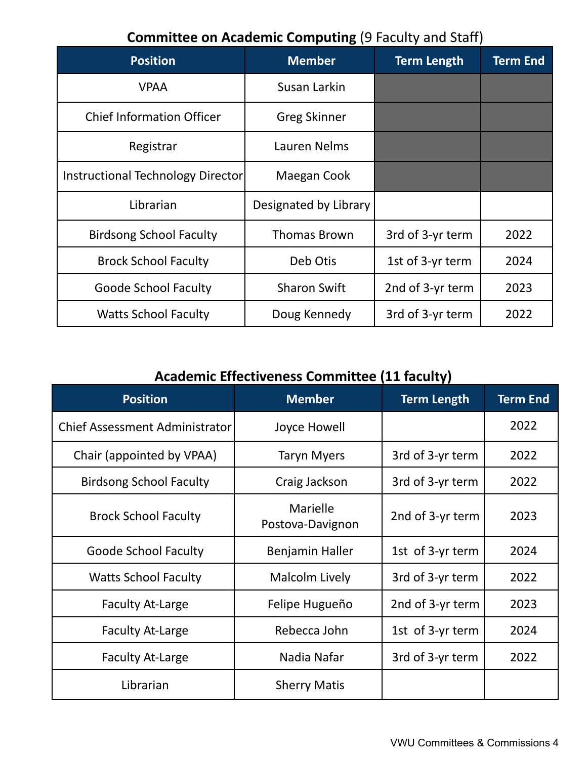**Committee on Academic Computing** (9 Faculty and Staff)

| Position | Member | Term Length | Term End |
|---|---|---|---|
| VPAA | Susan Larkin | | |
| Chief Information Officer | Greg Skinner | | |
| Registrar | Lauren Nelms | | |
| Instructional Technology Director | Maegan Cook | | |
| Librarian | Designated by Library | | |
| Birdsong School Faculty | Thomas Brown | 3rd of 3-yr term | 2022 |
| Brock School Faculty | Deb Otis | 1st of 3-yr term | 2024 |
| Goode School Faculty | Sharon Swift | 2nd of 3-yr term | 2023 |
| Watts School Faculty | Doug Kennedy | 3rd of 3-yr term | 2022 |

**Academic Effectiveness Committee (11 faculty)**

| Position | Member | Term Length | Term End |
|---|---|---|---|
| Chief Assessment Administrator | Joyce Howell | | 2022 |
| Chair (appointed by VPAA) | Taryn Myers | 3rd of 3-yr term | 2022 |
| Birdsong School Faculty | Craig Jackson | 3rd of 3-yr term | 2022 |
| Brock School Faculty | Marielle Postova-Davignon | 2nd of 3-yr term | 2023 |
| Goode School Faculty | Benjamin Haller | 1st of 3-yr term | 2024 |
| Watts School Faculty | Malcolm Lively | 3rd of 3-yr term | 2022 |
| Faculty At-Large | Felipe Hugueño | 2nd of 3-yr term | 2023 |
| Faculty At-Large | Rebecca John | 1st of 3-yr term | 2024 |
| Faculty At-Large | Nadia Nafar | 3rd of 3-yr term | 2022 |
| Librarian | Sherry Matis | | |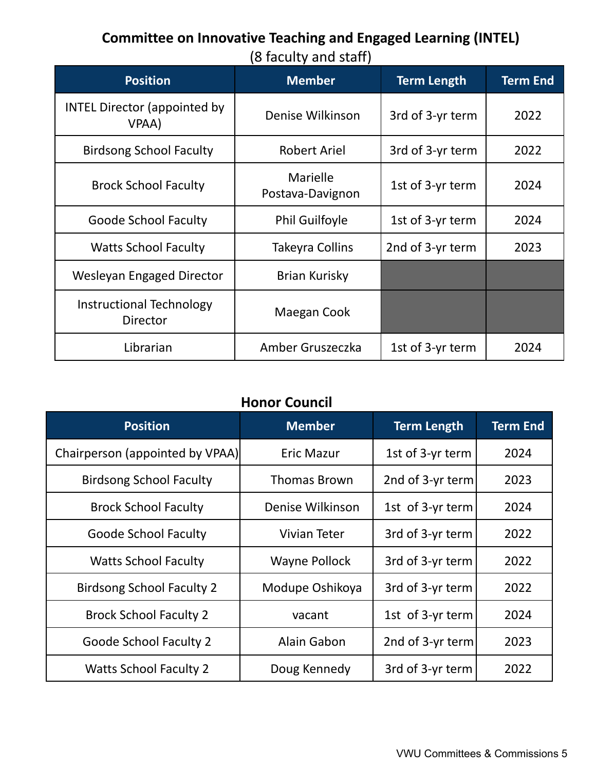## Committee on Innovative Teaching and Engaged Learning (INTEL)

(8 faculty and staff)

| Position | Member | Term Length | Term End |
|---|---|---|---|
| INTEL Director (appointed by VPAA) | Denise Wilkinson | 3rd of 3-yr term | 2022 |
| Birdsong School Faculty | Robert Ariel | 3rd of 3-yr term | 2022 |
| Brock School Faculty | Marielle Postava-Davignon | 1st of 3-yr term | 2024 |
| Goode School Faculty | Phil Guilfoyle | 1st of 3-yr term | 2024 |
| Watts School Faculty | Takeyra Collins | 2nd of 3-yr term | 2023 |
| Wesleyan Engaged Director | Brian Kurisky | | |
| Instructional Technology Director | Maegan Cook | | |
| Librarian | Amber Gruszeczka | 1st of 3-yr term | 2024 |

## Honor Council

| Position | Member | Term Length | Term End |
|---|---|---|---|
| Chairperson (appointed by VPAA) | Eric Mazur | 1st of 3-yr term | 2024 |
| Birdsong School Faculty | Thomas Brown | 2nd of 3-yr term | 2023 |
| Brock School Faculty | Denise Wilkinson | 1st of 3-yr term | 2024 |
| Goode School Faculty | Vivian Teter | 3rd of 3-yr term | 2022 |
| Watts School Faculty | Wayne Pollock | 3rd of 3-yr term | 2022 |
| Birdsong School Faculty 2 | Modupe Oshikoya | 3rd of 3-yr term | 2022 |
| Brock School Faculty 2 | vacant | 1st of 3-yr term | 2024 |
| Goode School Faculty 2 | Alain Gabon | 2nd of 3-yr term | 2023 |
| Watts School Faculty 2 | Doug Kennedy | 3rd of 3-yr term | 2022 |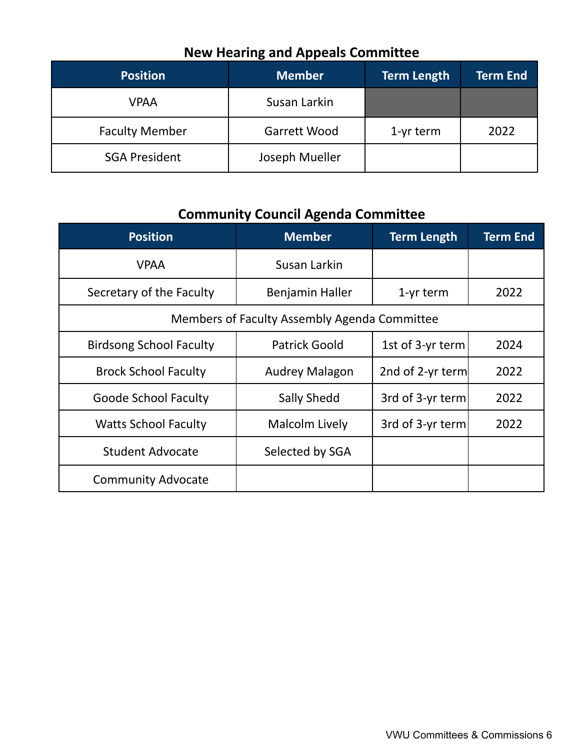## New Hearing and Appeals Committee

| Position | Member | Term Length | Term End |
|---|---|---|---|
| VPAA | Susan Larkin | | |
| Faculty Member | Garrett Wood | 1-yr term | 2022 |
| SGA President | Joseph Mueller | | |

## Community Council Agenda Committee

| Position | Member | Term Length | Term End |
|---|---|---|---|
| VPAA | Susan Larkin | | |
| Secretary of the Faculty | Benjamin Haller | 1-yr term | 2022 |
| Members of Faculty Assembly Agenda Committee | | | |
| Birdsong School Faculty | Patrick Goold | 1st of 3-yr term | 2024 |
| Brock School Faculty | Audrey Malagon | 2nd of 2-yr term | 2022 |
| Goode School Faculty | Sally Shedd | 3rd of 3-yr term | 2022 |
| Watts School Faculty | Malcolm Lively | 3rd of 3-yr term | 2022 |
| Student Advocate | Selected by SGA | | |
| Community Advocate | | | |